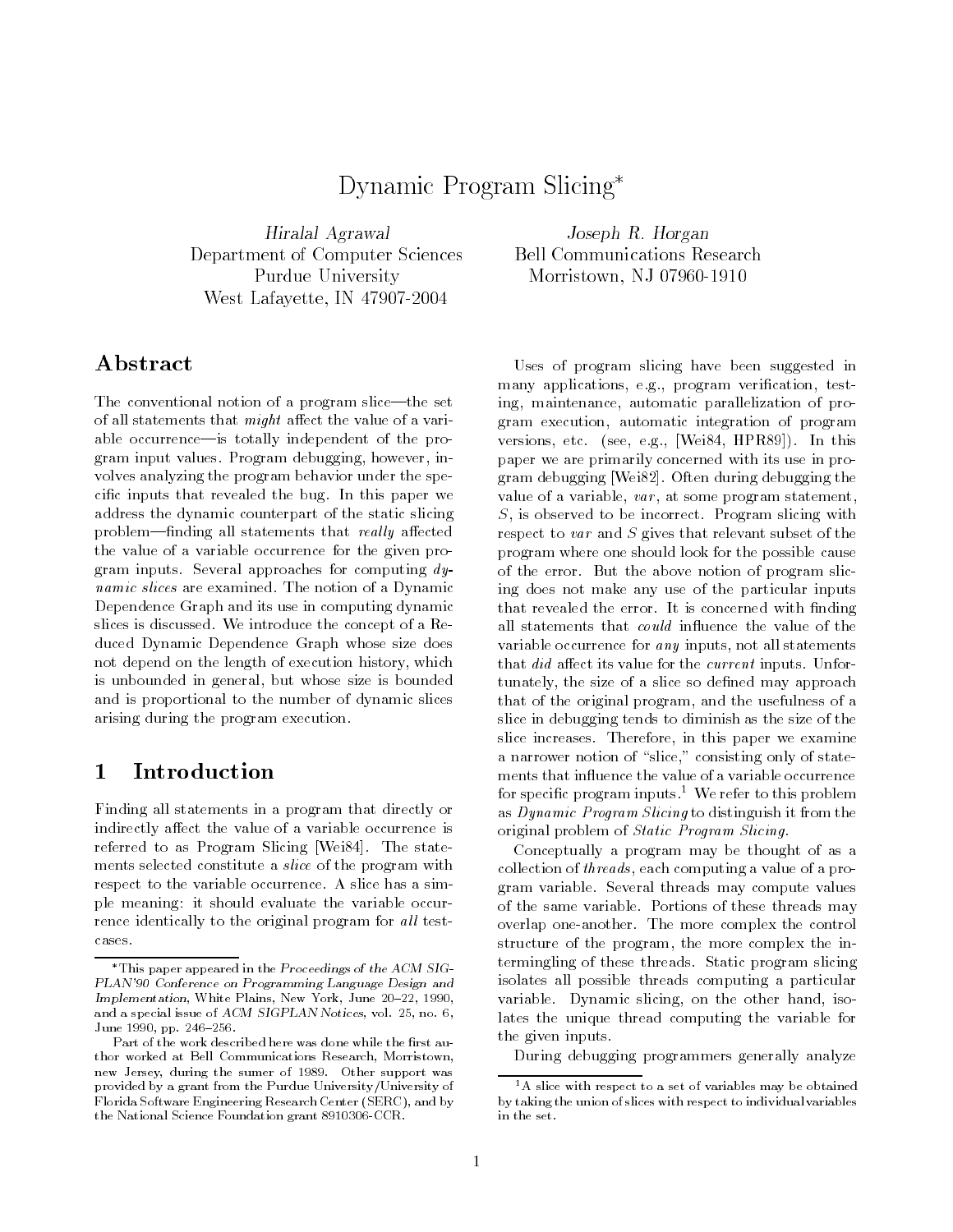# Dynamic Program Slicing*

*Hiralal Agrawal*
Department of Computer Sciences
Purdue University
West Lafayette, IN 47907-2004

*Joseph R. Horgan*
Bell Communications Research
Morristown, NJ 07960-1910

## Abstract

The conventional notion of a program slice—the set of all statements that *might* affect the value of a variable occurrence—is totally independent of the program input values. Program debugging, however, involves analyzing the program behavior under the specific inputs that revealed the bug. In this paper we address the dynamic counterpart of the static slicing problem—finding all statements that *really* affected the value of a variable occurrence for the given program inputs. Several approaches for computing *dynamic slices* are examined. The notion of a Dynamic Dependence Graph and its use in computing dynamic slices is discussed. We introduce the concept of a Reduced Dynamic Dependence Graph whose size does not depend on the length of execution history, which is unbounded in general, but whose size is bounded and is proportional to the number of dynamic slices arising during the program execution.

## 1 Introduction

Finding all statements in a program that directly or indirectly affect the value of a variable occurrence is referred to as Program Slicing [Wei84]. The statements selected constitute a *slice* of the program with respect to the variable occurrence. A slice has a simple meaning: it should evaluate the variable occurrence identically to the original program for *all* testcases.

Uses of program slicing have been suggested in many applications, e.g., program verification, testing, maintenance, automatic parallelization of program execution, automatic integration of program versions, etc. (see, e.g., [Wei84, HPR89]). In this paper we are primarily concerned with its use in program debugging [Wei82]. Often during debugging the value of a variable, *var*, at some program statement, *S*, is observed to be incorrect. Program slicing with respect to *var* and *S* gives that relevant subset of the program where one should look for the possible cause of the error. But the above notion of program slicing does not make any use of the particular inputs that revealed the error. It is concerned with finding all statements that *could* influence the value of the variable occurrence for *any* inputs, not all statements that *did* affect its value for the *current* inputs. Unfortunately, the size of a slice so defined may approach that of the original program, and the usefulness of a slice in debugging tends to diminish as the size of the slice increases. Therefore, in this paper we examine a narrower notion of "slice," consisting only of statements that influence the value of a variable occurrence for specific program inputs.[1] We refer to this problem as *Dynamic Program Slicing* to distinguish it from the original problem of *Static Program Slicing*.

Conceptually a program may be thought of as a collection of *threads*, each computing a value of a program variable. Several threads may compute values of the same variable. Portions of these threads may overlap one-another. The more complex the control structure of the program, the more complex the intermingling of these threads. Static program slicing isolates all possible threads computing a particular variable. Dynamic slicing, on the other hand, isolates the unique thread computing the variable for the given inputs.

During debugging programmers generally analyze

---

*This paper appeared in the *Proceedings of the ACM SIGPLAN'90 Conference on Programming Language Design and Implementation*, White Plains, New York, June 20–22, 1990, and a special issue of *ACM SIGPLAN Notices*, vol. 25, no. 6, June 1990, pp. 246–256.

Part of the work described here was done while the first author worked at Bell Communications Research, Morristown, new Jersey, during the sumer of 1989. Other support was provided by a grant from the Purdue University/University of Florida Software Engineering Research Center (SERC), and by the National Science Foundation grant 8910306-CCR.

[1] A slice with respect to a set of variables may be obtained by taking the union of slices with respect to individual variables in the set.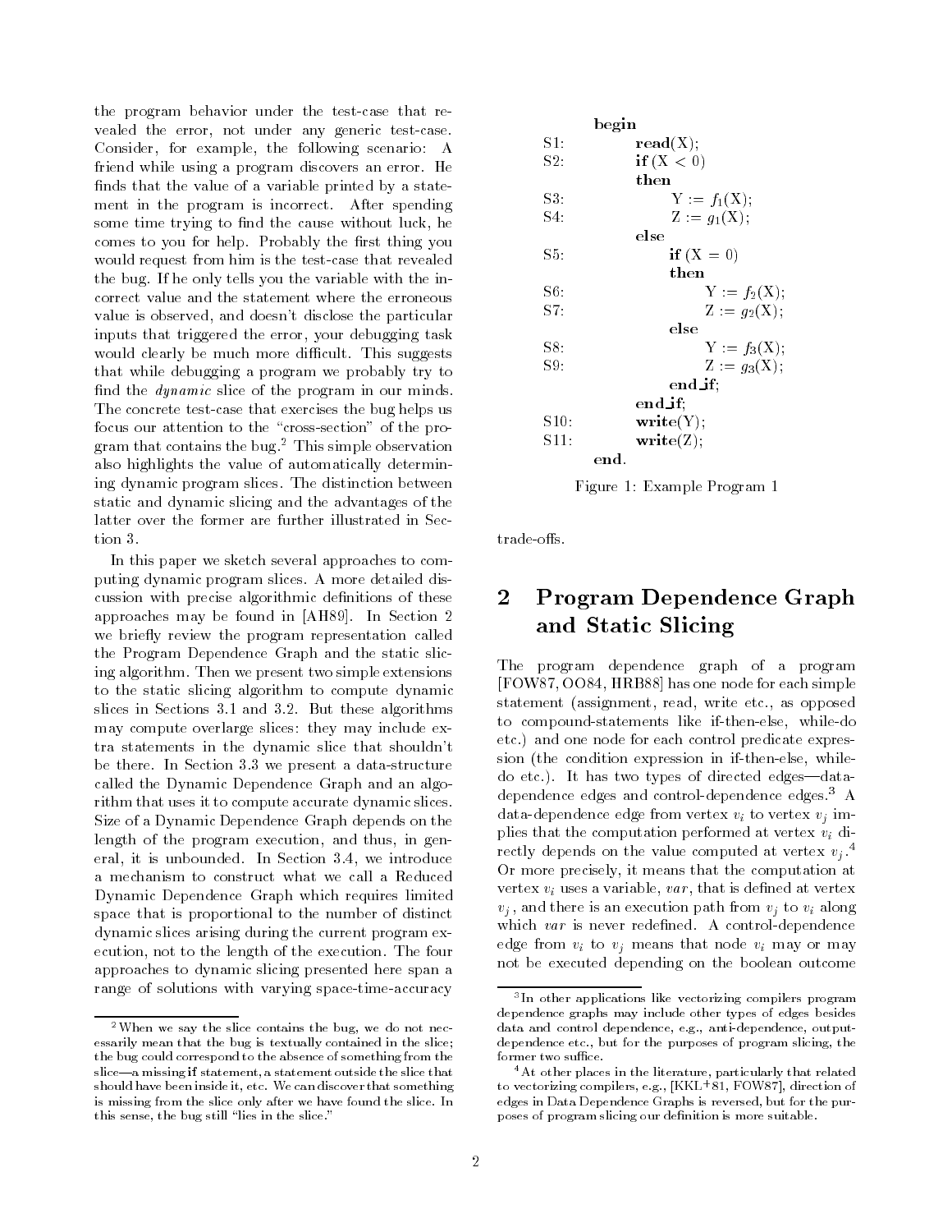the program behavior under the test-case that revealed the error, not under any generic test-case. Consider, for example, the following scenario: A friend while using a program discovers an error. He finds that the value of a variable printed by a statement in the program is incorrect. After spending some time trying to find the cause without luck, he comes to you for help. Probably the first thing you would request from him is the test-case that revealed the bug. If he only tells you the variable with the incorrect value and the statement where the erroneous value is observed, and doesn't disclose the particular inputs that triggered the error, your debugging task would clearly be much more difficult. This suggests that while debugging a program we probably try to find the *dynamic* slice of the program in our minds. The concrete test-case that exercises the bug helps us focus our attention to the "cross-section" of the program that contains the bug.[2] This simple observation also highlights the value of automatically determining dynamic program slices. The distinction between static and dynamic slicing and the advantages of the latter over the former are further illustrated in Section 3.

In this paper we sketch several approaches to computing dynamic program slices. A more detailed discussion with precise algorithmic definitions of these approaches may be found in [AH89]. In Section 2 we briefly review the program representation called the Program Dependence Graph and the static slicing algorithm. Then we present two simple extensions to the static slicing algorithm to compute dynamic slices in Sections 3.1 and 3.2. But these algorithms may compute overlarge slices: they may include extra statements in the dynamic slice that shouldn't be there. In Section 3.3 we present a data-structure called the Dynamic Dependence Graph and an algorithm that uses it to compute accurate dynamic slices. Size of a Dynamic Dependence Graph depends on the length of the program execution, and thus, in general, it is unbounded. In Section 3.4, we introduce a mechanism to construct what we call a Reduced Dynamic Dependence Graph which requires limited space that is proportional to the number of distinct dynamic slices arising during the current program execution, not to the length of the execution. The four approaches to dynamic slicing presented here span a range of solutions with varying space-time-accuracy trade-offs.

```
        begin
S1:         read(X);
S2:         if (X < 0)
            then
S3:             Y := f1(X);
S4:             Z := g1(X);
            else
S5:             if (X = 0)
                then
S6:                 Y := f2(X);
S7:                 Z := g2(X);
                else
S8:                 Y := f3(X);
S9:                 Z := g3(X);
                end_if;
            end_if;
S10:        write(Y);
S11:        write(Z);
        end.
```

Figure 1: Example Program 1

## 2 Program Dependence Graph and Static Slicing

The program dependence graph of a program [FOW87, OO84, HRB88] has one node for each simple statement (assignment, read, write etc., as opposed to compound-statements like if-then-else, while-do etc.) and one node for each control predicate expression (the condition expression in if-then-else, while-do etc.). It has two types of directed edges—data-dependence edges and control-dependence edges.[3] A data-dependence edge from vertex $v_i$ to vertex $v_j$ implies that the computation performed at vertex $v_i$ directly depends on the value computed at vertex $v_j$.[4] Or more precisely, it means that the computation at vertex $v_i$ uses a variable, $var$, that is defined at vertex $v_j$, and there is an execution path from $v_j$ to $v_i$ along which $var$ is never redefined. A control-dependence edge from $v_i$ to $v_j$ means that node $v_i$ may or may not be executed depending on the boolean outcome

---

[2] When we say the slice contains the bug, we do not necessarily mean that the bug is textually contained in the slice; the bug could correspond to the absence of something from the slice—a missing **if** statement, a statement outside the slice that should have been inside it, etc. We can discover that something is missing from the slice only after we have found the slice. In this sense, the bug still "lies in the slice."

[3] In other applications like vectorizing compilers program dependence graphs may include other types of edges besides data and control dependence, e.g., anti-dependence, output-dependence etc., but for the purposes of program slicing, the former two suffice.

[4] At other places in the literature, particularly that related to vectorizing compilers, e.g., [KKL+81, FOW87], direction of edges in Data Dependence Graphs is reversed, but for the purposes of program slicing our definition is more suitable.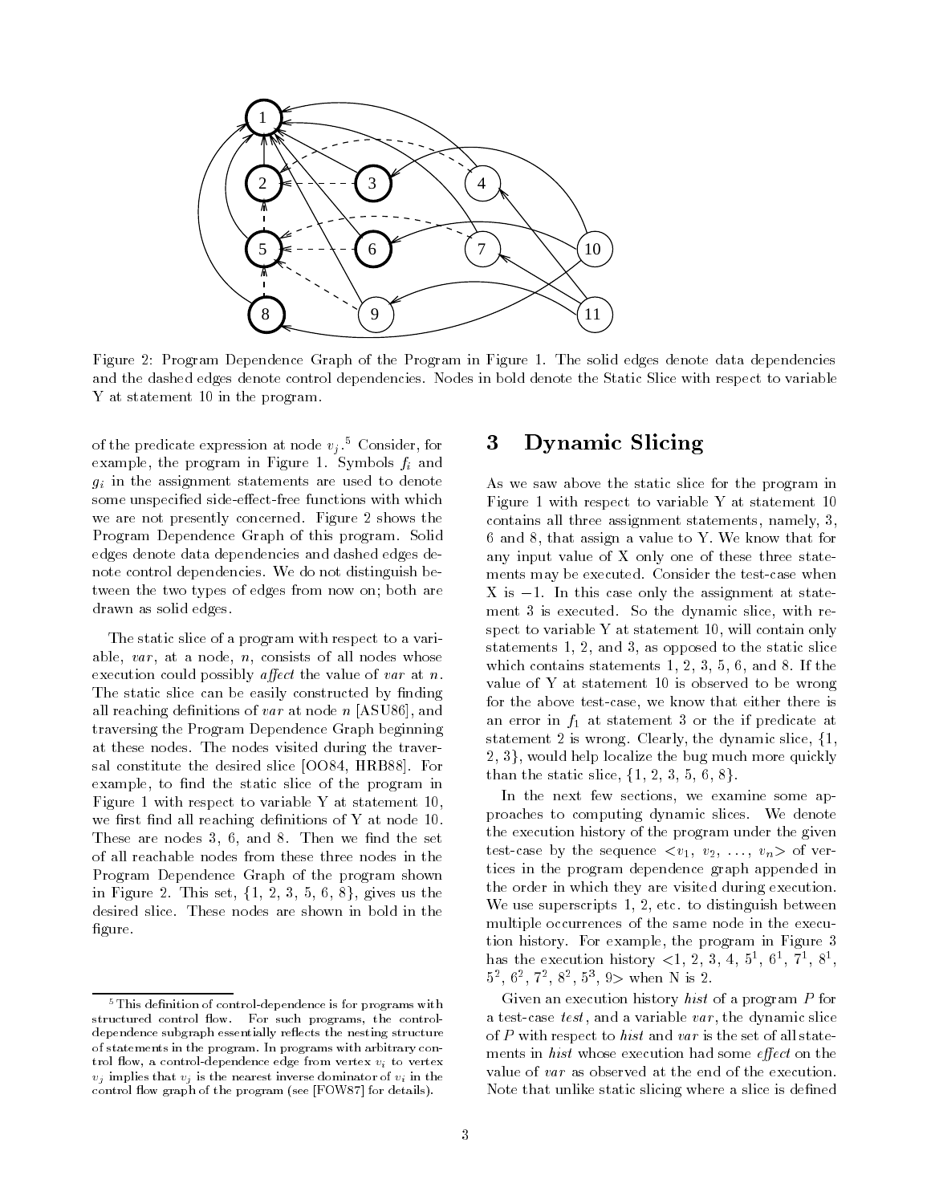Figure 2: Program Dependence Graph of the Program in Figure 1. The solid edges denote data dependencies and the dashed edges denote control dependencies. Nodes in bold denote the Static Slice with respect to variable Y at statement 10 in the program.

of the predicate expression at node $v_j$.[5] Consider, for example, the program in Figure 1. Symbols $f_i$ and $g_i$ in the assignment statements are used to denote some unspecified side-effect-free functions with which we are not presently concerned. Figure 2 shows the Program Dependence Graph of this program. Solid edges denote data dependencies and dashed edges denote control dependencies. We do not distinguish between the two types of edges from now on; both are drawn as solid edges.

The static slice of a program with respect to a variable, *var*, at a node, *n*, consists of all nodes whose execution could possibly *affect* the value of *var* at *n*. The static slice can be easily constructed by finding all reaching definitions of *var* at node *n* [ASU86], and traversing the Program Dependence Graph beginning at these nodes. The nodes visited during the traversal constitute the desired slice [OO84, HRB88]. For example, to find the static slice of the program in Figure 1 with respect to variable Y at statement 10, we first find all reaching definitions of Y at node 10. These are nodes 3, 6, and 8. Then we find the set of all reachable nodes from these three nodes in the Program Dependence Graph of the program shown in Figure 2. This set, {1, 2, 3, 5, 6, 8}, gives us the desired slice. These nodes are shown in bold in the figure.

[5] This definition of control-dependence is for programs with structured control flow. For such programs, the control-dependence subgraph essentially reflects the nesting structure of statements in the program. In programs with arbitrary control flow, a control-dependence edge from vertex $v_i$ to vertex $v_j$ implies that $v_j$ is the nearest inverse dominator of $v_i$ in the control flow graph of the program (see [FOW87] for details).

# 3 Dynamic Slicing

As we saw above the static slice for the program in Figure 1 with respect to variable Y at statement 10 contains all three assignment statements, namely, 3, 6 and 8, that assign a value to Y. We know that for any input value of X only one of these three statements may be executed. Consider the test-case when X is $-1$. In this case only the assignment at statement 3 is executed. So the dynamic slice, with respect to variable Y at statement 10, will contain only statements 1, 2, and 3, as opposed to the static slice which contains statements 1, 2, 3, 5, 6, and 8. If the value of Y at statement 10 is observed to be wrong for the above test-case, we know that either there is an error in $f_1$ at statement 3 or the if predicate at statement 2 is wrong. Clearly, the dynamic slice, {1, 2, 3}, would help localize the bug much more quickly than the static slice, {1, 2, 3, 5, 6, 8}.

In the next few sections, we examine some approaches to computing dynamic slices. We denote the execution history of the program under the given test-case by the sequence $<v_1, v_2, \ldots, v_n>$ of vertices in the program dependence graph appended in the order in which they are visited during execution. We use superscripts 1, 2, etc. to distinguish between multiple occurrences of the same node in the execution history. For example, the program in Figure 3 has the execution history $<1, 2, 3, 4, 5^1, 6^1, 7^1, 8^1, 5^2, 6^2, 7^2, 8^2, 5^3, 9>$ when N is 2.

Given an execution history *hist* of a program *P* for a test-case *test*, and a variable *var*, the dynamic slice of *P* with respect to *hist* and *var* is the set of all statements in *hist* whose execution had some *effect* on the value of *var* as observed at the end of the execution. Note that unlike static slicing where a slice is defined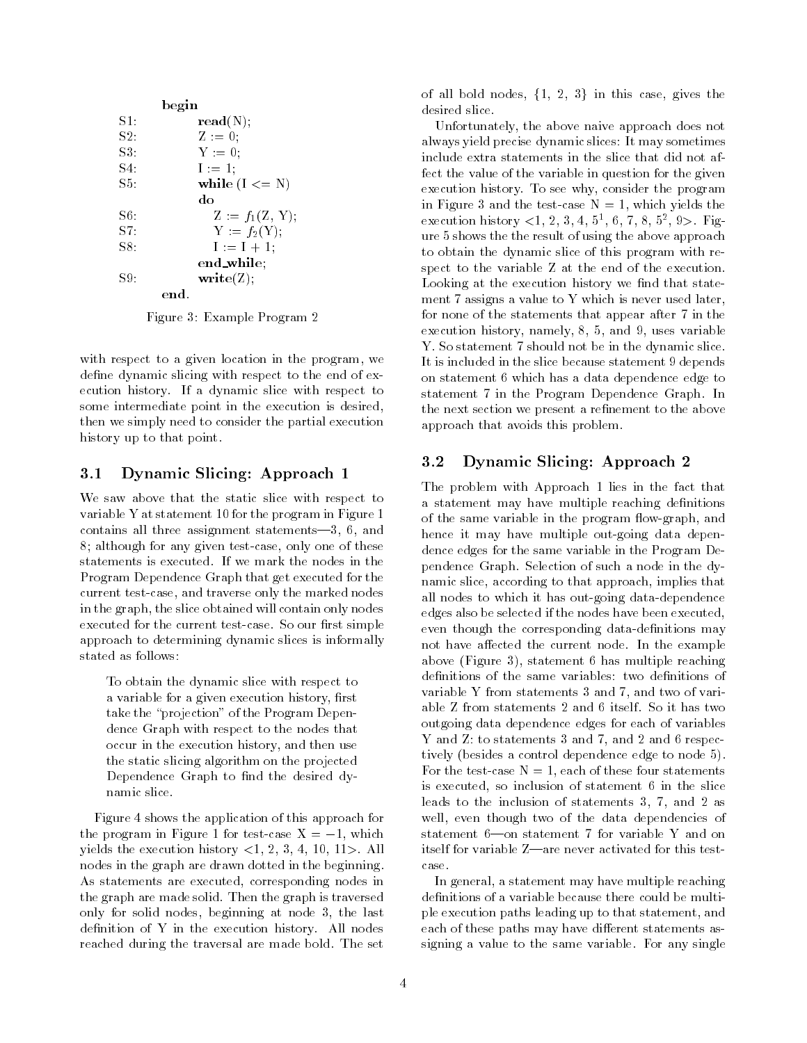```
        begin
S1:         read(N);
S2:         Z := 0;
S3:         Y := 0;
S4:         I := 1;
S5:         while (I <= N)
            do
S6:             Z := f1(Z, Y);
S7:             Y := f2(Y);
S8:             I := I + 1;
            end_while;
S9:         write(Z);
        end.
```

Figure 3: Example Program 2

with respect to a given location in the program, we define dynamic slicing with respect to the end of execution history. If a dynamic slice with respect to some intermediate point in the execution is desired, then we simply need to consider the partial execution history up to that point.

### 3.1 Dynamic Slicing: Approach 1

We saw above that the static slice with respect to variable Y at statement 10 for the program in Figure 1 contains all three assignment statements—3, 6, and 8; although for any given test-case, only one of these statements is executed. If we mark the nodes in the Program Dependence Graph that get executed for the current test-case, and traverse only the marked nodes in the graph, the slice obtained will contain only nodes executed for the current test-case. So our first simple approach to determining dynamic slices is informally stated as follows:

> To obtain the dynamic slice with respect to a variable for a given execution history, first take the "projection" of the Program Dependence Graph with respect to the nodes that occur in the execution history, and then use the static slicing algorithm on the projected Dependence Graph to find the desired dynamic slice.

Figure 4 shows the application of this approach for the program in Figure 1 for test-case X = −1, which yields the execution history <1, 2, 3, 4, 10, 11>. All nodes in the graph are drawn dotted in the beginning. As statements are executed, corresponding nodes in the graph are made solid. Then the graph is traversed only for solid nodes, beginning at node 3, the last definition of Y in the execution history. All nodes reached during the traversal are made bold. The set of all bold nodes, {1, 2, 3} in this case, gives the desired slice.

Unfortunately, the above naive approach does not always yield precise dynamic slices: It may sometimes include extra statements in the slice that did not affect the value of the variable in question for the given execution history. To see why, consider the program in Figure 3 and the test-case N = 1, which yields the execution history <1, 2, 3, 4, $5^1$, 6, 7, 8, $5^2$, 9>. Figure 5 shows the the result of using the above approach to obtain the dynamic slice of this program with respect to the variable Z at the end of the execution. Looking at the execution history we find that statement 7 assigns a value to Y which is never used later, for none of the statements that appear after 7 in the execution history, namely, 8, 5, and 9, uses variable Y. So statement 7 should not be in the dynamic slice. It is included in the slice because statement 9 depends on statement 6 which has a data dependence edge to statement 7 in the Program Dependence Graph. In the next section we present a refinement to the above approach that avoids this problem.

### 3.2 Dynamic Slicing: Approach 2

The problem with Approach 1 lies in the fact that a statement may have multiple reaching definitions of the same variable in the program flow-graph, and hence it may have multiple out-going data dependence edges for the same variable in the Program Dependence Graph. Selection of such a node in the dynamic slice, according to that approach, implies that all nodes to which it has out-going data-dependence edges also be selected if the nodes have been executed, even though the corresponding data-definitions may not have affected the current node. In the example above (Figure 3), statement 6 has multiple reaching definitions of the same variables: two definitions of variable Y from statements 3 and 7, and two of variable Z from statements 2 and 6 itself. So it has two outgoing data dependence edges for each of variables Y and Z: to statements 3 and 7, and 2 and 6 respectively (besides a control dependence edge to node 5). For the test-case N = 1, each of these four statements is executed, so inclusion of statement 6 in the slice leads to the inclusion of statements 3, 7, and 2 as well, even though two of the data dependencies of statement 6—on statement 7 for variable Y and on itself for variable Z—are never activated for this test-case.

In general, a statement may have multiple reaching definitions of a variable because there could be multiple execution paths leading up to that statement, and each of these paths may have different statements assigning a value to the same variable. For any single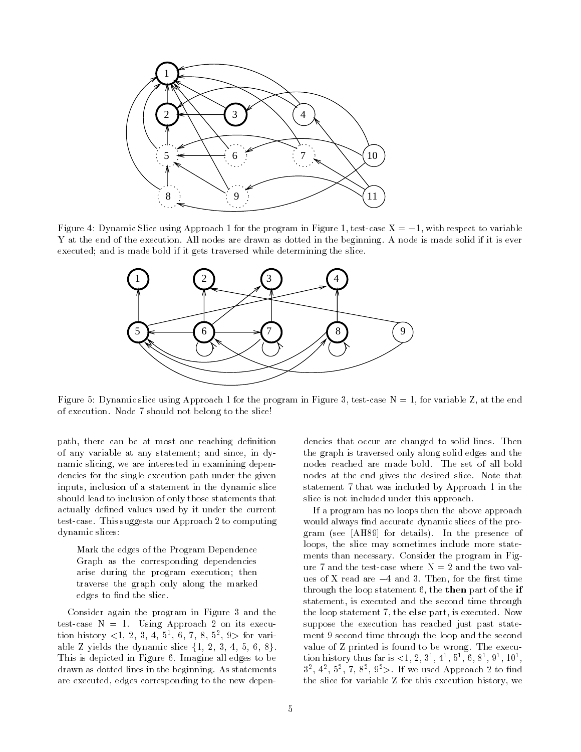Figure 4: Dynamic Slice using Approach 1 for the program in Figure 1, test-case X = −1, with respect to variable Y at the end of the execution. All nodes are drawn as dotted in the beginning. A node is made solid if it is ever executed; and is made bold if it gets traversed while determining the slice.

Figure 5: Dynamic slice using Approach 1 for the program in Figure 3, test-case N = 1, for variable Z, at the end of execution. Node 7 should not belong to the slice!

path, there can be at most one reaching definition of any variable at any statement; and since, in dynamic slicing, we are interested in examining dependencies for the single execution path under the given inputs, inclusion of a statement in the dynamic slice should lead to inclusion of only those statements that actually defined values used by it under the current test-case. This suggests our Approach 2 to computing dynamic slices:

> Mark the edges of the Program Dependence Graph as the corresponding dependencies arise during the program execution; then traverse the graph only along the marked edges to find the slice.

Consider again the program in Figure 3 and the test-case N = 1. Using Approach 2 on its execution history <1, 2, 3, 4, $5^1$, 6, 7, 8, $5^2$, 9> for variable Z yields the dynamic slice {1, 2, 3, 4, 5, 6, 8}. This is depicted in Figure 6. Imagine all edges to be drawn as dotted lines in the beginning. As statements are executed, edges corresponding to the new dependencies that occur are changed to solid lines. Then the graph is traversed only along solid edges and the nodes reached are made bold. The set of all bold nodes at the end gives the desired slice. Note that statement 7 that was included by Approach 1 in the slice is not included under this approach.

If a program has no loops then the above approach would always find accurate dynamic slices of the program (see [AH89] for details). In the presence of loops, the slice may sometimes include more statements than necessary. Consider the program in Figure 7 and the test-case where N = 2 and the two values of X read are −4 and 3. Then, for the first time through the loop statement 6, the **then** part of the **if** statement, is executed and the second time through the loop statement 7, the **else** part, is executed. Now suppose the execution has reached just past statement 9 second time through the loop and the second value of Z printed is found to be wrong. The execution history thus far is <1, 2, $3^1$, $4^1$, $5^1$, 6, $8^1$, $9^1$, $10^1$, $3^2$, $4^2$, $5^2$, 7, $8^2$, $9^2$>. If we used Approach 2 to find the slice for variable Z for this execution history, we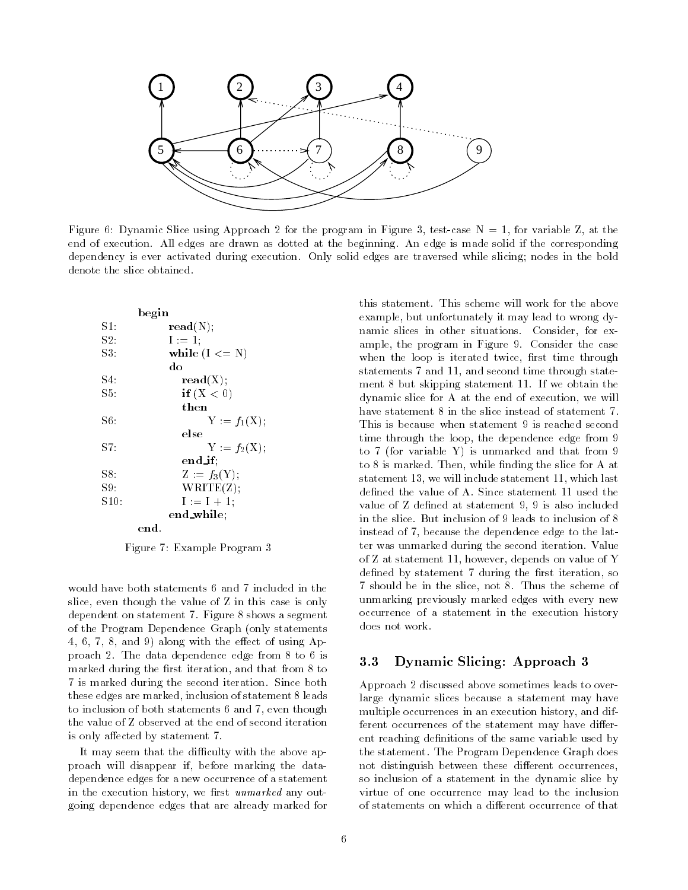Figure 6: Dynamic Slice using Approach 2 for the program in Figure 3, test-case N = 1, for variable Z, at the end of execution. All edges are drawn as dotted at the beginning. An edge is made solid if the corresponding dependency is ever activated during execution. Only solid edges are traversed while slicing; nodes in the bold denote the slice obtained.

```
        begin
S1:         read(N);
S2:         I := 1;
S3:         while (I <= N)
            do
S4:             read(X);
S5:             if (X < 0)
                then
S6:                 Y := f1(X);
                else
S7:                 Y := f2(X);
                end_if;
S8:             Z := f3(Y);
S9:             WRITE(Z);
S10:            I := I + 1;
            end_while;
        end.
```

Figure 7: Example Program 3

would have both statements 6 and 7 included in the slice, even though the value of Z in this case is only dependent on statement 7. Figure 8 shows a segment of the Program Dependence Graph (only statements 4, 6, 7, 8, and 9) along with the effect of using Approach 2. The data dependence edge from 8 to 6 is marked during the first iteration, and that from 8 to 7 is marked during the second iteration. Since both these edges are marked, inclusion of statement 8 leads to inclusion of both statements 6 and 7, even though the value of Z observed at the end of second iteration is only affected by statement 7.

It may seem that the difficulty with the above approach will disappear if, before marking the data-dependence edges for a new occurrence of a statement in the execution history, we first *unmarked* any outgoing dependence edges that are already marked for this statement. This scheme will work for the above example, but unfortunately it may lead to wrong dynamic slices in other situations. Consider, for example, the program in Figure 9. Consider the case when the loop is iterated twice, first time through statements 7 and 11, and second time through statement 8 but skipping statement 11. If we obtain the dynamic slice for A at the end of execution, we will have statement 8 in the slice instead of statement 7. This is because when statement 9 is reached second time through the loop, the dependence edge from 9 to 7 (for variable Y) is unmarked and that from 9 to 8 is marked. Then, while finding the slice for A at statement 13, we will include statement 11, which last defined the value of A. Since statement 11 used the value of Z defined at statement 9, 9 is also included in the slice. But inclusion of 9 leads to inclusion of 8 instead of 7, because the dependence edge to the latter was unmarked during the second iteration. Value of Z at statement 11, however, depends on value of Y defined by statement 7 during the first iteration, so 7 should be in the slice, not 8. Thus the scheme of unmarking previously marked edges with every new occurrence of a statement in the execution history does not work.

### 3.3 Dynamic Slicing: Approach 3

Approach 2 discussed above sometimes leads to over-large dynamic slices because a statement may have multiple occurrences in an execution history, and different occurrences of the statement may have different reaching definitions of the same variable used by the statement. The Program Dependence Graph does not distinguish between these different occurrences, so inclusion of a statement in the dynamic slice by virtue of one occurrence may lead to the inclusion of statements on which a different occurrence of that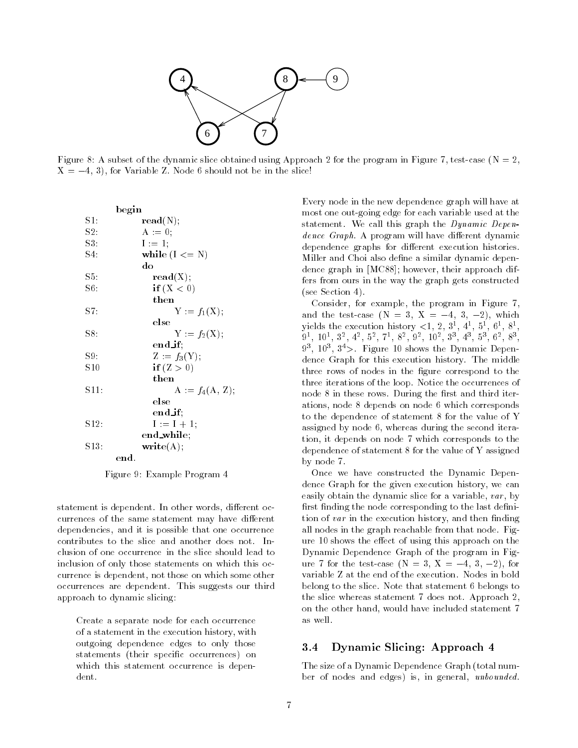Figure 8: A subset of the dynamic slice obtained using Approach 2 for the program in Figure 7, test-case (N = 2, X = −4, 3), for Variable Z. Node 6 should not be in the slice!

```
     begin
S1:      read(N);
S2:      A := 0;
S3:      I := 1;
S4:      while (I <= N)
         do
S5:         read(X);
S6:         if (X < 0)
            then
S7:            Y := f1(X);
            else
S8:            Y := f2(X);
            end_if;
S9:         Z := f3(Y);
S10         if (Z > 0)
            then
S11:           A := f4(A, Z);
            else
            end_if;
S12:        I := I + 1;
         end_while;
S13:     write(A);
     end.
```

Figure 9: Example Program 4

statement is dependent. In other words, different occurrences of the same statement may have different dependencies, and it is possible that one occurrence contributes to the slice and another does not. Inclusion of one occurrence in the slice should lead to inclusion of only those statements on which this occurrence is dependent, not those on which some other occurrences are dependent. This suggests our third approach to dynamic slicing:

> Create a separate node for each occurrence of a statement in the execution history, with outgoing dependence edges to only those statements (their specific occurrences) on which this statement occurrence is dependent.

Every node in the new dependence graph will have at most one out-going edge for each variable used at the statement. We call this graph the *Dynamic Dependence Graph*. A program will have different dynamic dependence graphs for different execution histories. Miller and Choi also define a similar dynamic dependence graph in [MC88]; however, their approach differs from ours in the way the graph gets constructed (see Section 4).

Consider, for example, the program in Figure 7, and the test-case (N = 3, X = −4, 3, −2), which yields the execution history <1, 2, $3^1$, $4^1$, $5^1$, $6^1$, $8^1$, $9^1$, $10^1$, $3^2$, $4^2$, $5^2$, $7^1$, $8^2$, $9^2$, $10^2$, $3^3$, $4^3$, $5^3$, $6^2$, $8^3$, $9^3$, $10^3$, $3^4$>. Figure 10 shows the Dynamic Dependence Graph for this execution history. The middle three rows of nodes in the figure correspond to the three iterations of the loop. Notice the occurrences of node 8 in these rows. During the first and third iterations, node 8 depends on node 6 which corresponds to the dependence of statement 8 for the value of Y assigned by node 6, whereas during the second iteration, it depends on node 7 which corresponds to the dependence of statement 8 for the value of Y assigned by node 7.

Once we have constructed the Dynamic Dependence Graph for the given execution history, we can easily obtain the dynamic slice for a variable, *var*, by first finding the node corresponding to the last definition of *var* in the execution history, and then finding all nodes in the graph reachable from that node. Figure 10 shows the effect of using this approach on the Dynamic Dependence Graph of the program in Figure 7 for the test-case (N = 3, X = −4, 3, −2), for variable Z at the end of the execution. Nodes in bold belong to the slice. Note that statement 6 belongs to the slice whereas statement 7 does not. Approach 2, on the other hand, would have included statement 7 as well.

### 3.4 Dynamic Slicing: Approach 4

The size of a Dynamic Dependence Graph (total number of nodes and edges) is, in general, *unbounded.*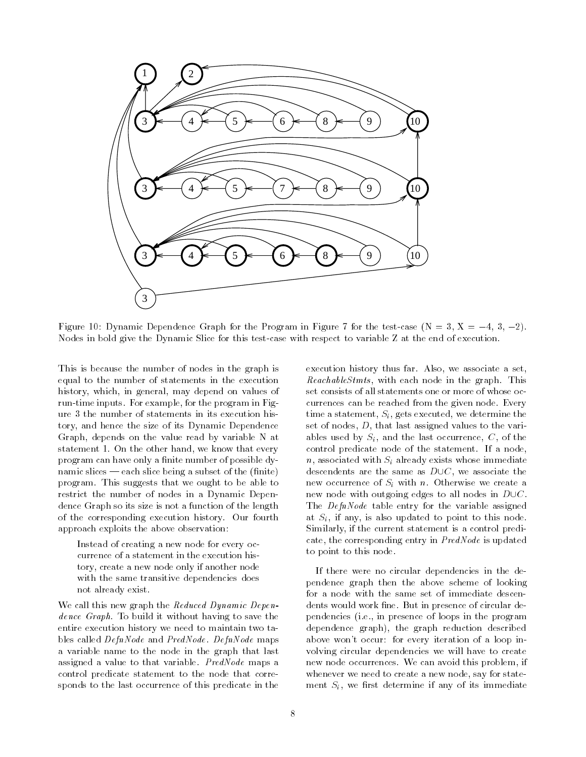Figure 10: Dynamic Dependence Graph for the Program in Figure 7 for the test-case (N = 3, X = −4, 3, −2). Nodes in bold give the Dynamic Slice for this test-case with respect to variable Z at the end of execution.

This is because the number of nodes in the graph is equal to the number of statements in the execution history, which, in general, may depend on values of run-time inputs. For example, for the program in Figure 3 the number of statements in its execution history, and hence the size of its Dynamic Dependence Graph, depends on the value read by variable N at statement 1. On the other hand, we know that every program can have only a finite number of possible dynamic slices — each slice being a subset of the (finite) program. This suggests that we ought to be able to restrict the number of nodes in a Dynamic Dependence Graph so its size is not a function of the length of the corresponding execution history. Our fourth approach exploits the above observation:

> Instead of creating a new node for every occurrence of a statement in the execution history, create a new node only if another node with the same transitive dependencies does not already exist.

We call this new graph the *Reduced Dynamic Dependence Graph*. To build it without having to save the entire execution history we need to maintain two tables called *DefnNode* and *PredNode*. *DefnNode* maps a variable name to the node in the graph that last assigned a value to that variable. *PredNode* maps a control predicate statement to the node that corresponds to the last occurrence of this predicate in the execution history thus far. Also, we associate a set, *ReachableStmts*, with each node in the graph. This set consists of all statements one or more of whose occurrences can be reached from the given node. Every time a statement, $S_i$, gets executed, we determine the set of nodes, $D$, that last assigned values to the variables used by $S_i$, and the last occurrence, $C$, of the control predicate node of the statement. If a node, $n$, associated with $S_i$ already exists whose immediate descendents are the same as $D \cup C$, we associate the new occurrence of $S_i$ with $n$. Otherwise we create a new node with outgoing edges to all nodes in $D \cup C$. The *DefnNode* table entry for the variable assigned at $S_i$, if any, is also updated to point to this node. Similarly, if the current statement is a control predicate, the corresponding entry in *PredNode* is updated to point to this node.

If there were no circular dependencies in the dependence graph then the above scheme of looking for a node with the same set of immediate descendents would work fine. But in presence of circular dependencies (i.e., in presence of loops in the program dependence graph), the graph reduction described above won't occur: for every iteration of a loop involving circular dependencies we will have to create new node occurrences. We can avoid this problem, if whenever we need to create a new node, say for statement $S_i$, we first determine if any of its immediate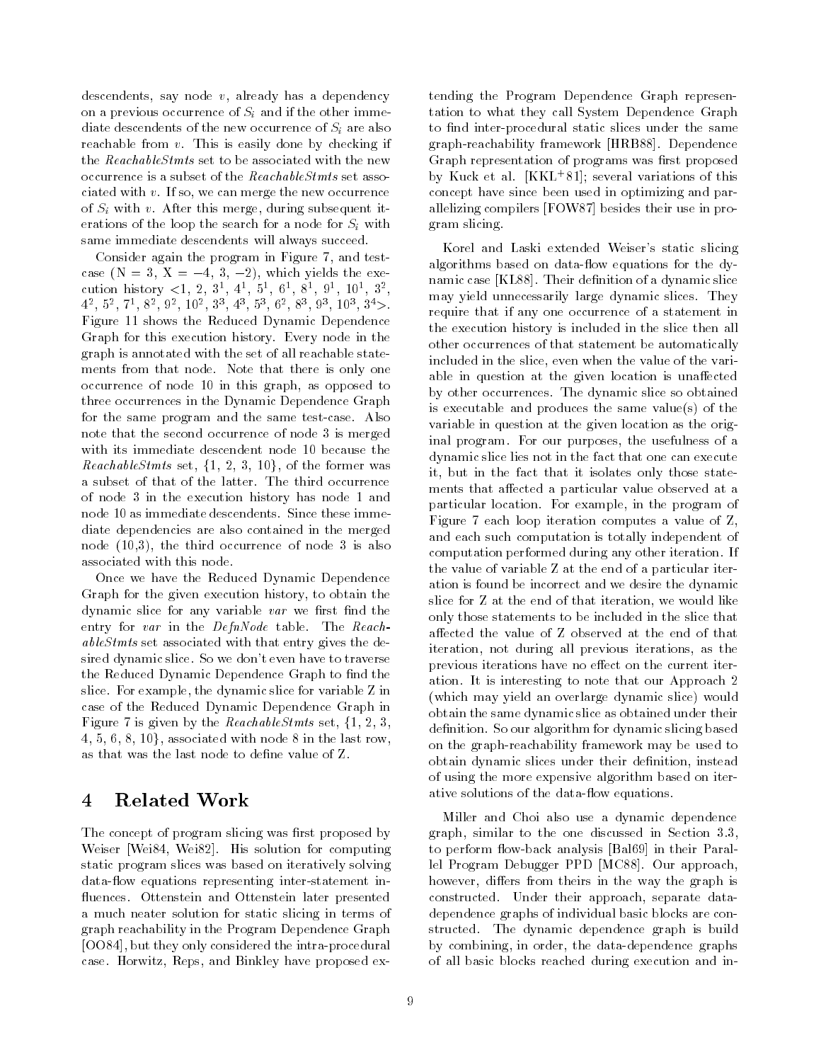descendents, say node $v$, already has a dependency on a previous occurrence of $S_i$ and if the other immediate descendents of the new occurrence of $S_i$ are also reachable from $v$. This is easily done by checking if the *ReachableStmts* set to be associated with the new occurrence is a subset of the *ReachableStmts* set associated with $v$. If so, we can merge the new occurrence of $S_i$ with $v$. After this merge, during subsequent iterations of the loop the search for a node for $S_i$ with same immediate descendents will always succeed.

Consider again the program in Figure 7, and test-case (N = 3, X = −4, 3, −2), which yields the execution history <1, 2, $3^1$, $4^1$, $5^1$, $6^1$, $8^1$, $9^1$, $10^1$, $3^2$, $4^2$, $5^2$, $7^1$, $8^2$, $9^2$, $10^2$, $3^3$, $4^3$, $5^3$, $6^2$, $8^3$, $9^3$, $10^3$, $3^4$>. Figure 11 shows the Reduced Dynamic Dependence Graph for this execution history. Every node in the graph is annotated with the set of all reachable statements from that node. Note that there is only one occurrence of node 10 in this graph, as opposed to three occurrences in the Dynamic Dependence Graph for the same program and the same test-case. Also note that the second occurrence of node 3 is merged with its immediate descendent node 10 because the *ReachableStmts* set, {1, 2, 3, 10}, of the former was a subset of that of the latter. The third occurrence of node 3 in the execution history has node 1 and node 10 as immediate descendents. Since these immediate dependencies are also contained in the merged node (10,3), the third occurrence of node 3 is also associated with this node.

Once we have the Reduced Dynamic Dependence Graph for the given execution history, to obtain the dynamic slice for any variable *var* we first find the entry for *var* in the *DefnNode* table. The *ReachableStmts* set associated with that entry gives the desired dynamic slice. So we don't even have to traverse the Reduced Dynamic Dependence Graph to find the slice. For example, the dynamic slice for variable Z in case of the Reduced Dynamic Dependence Graph in Figure 7 is given by the *ReachableStmts* set, {1, 2, 3, 4, 5, 6, 8, 10}, associated with node 8 in the last row, as that was the last node to define value of Z.

# 4 Related Work

The concept of program slicing was first proposed by Weiser [Wei84, Wei82]. His solution for computing static program slices was based on iteratively solving data-flow equations representing inter-statement influences. Ottenstein and Ottenstein later presented a much neater solution for static slicing in terms of graph reachability in the Program Dependence Graph [OO84], but they only considered the intra-procedural case. Horwitz, Reps, and Binkley have proposed extending the Program Dependence Graph representation to what they call System Dependence Graph to find inter-procedural static slices under the same graph-reachability framework [HRB88]. Dependence Graph representation of programs was first proposed by Kuck et al. [KKL+81]; several variations of this concept have since been used in optimizing and parallelizing compilers [FOW87] besides their use in program slicing.

Korel and Laski extended Weiser's static slicing algorithms based on data-flow equations for the dynamic case [KL88]. Their definition of a dynamic slice may yield unnecessarily large dynamic slices. They require that if any one occurrence of a statement in the execution history is included in the slice then all other occurrences of that statement be automatically included in the slice, even when the value of the variable in question at the given location is unaffected by other occurrences. The dynamic slice so obtained is executable and produces the same value(s) of the variable in question at the given location as the original program. For our purposes, the usefulness of a dynamic slice lies not in the fact that one can execute it, but in the fact that it isolates only those statements that affected a particular value observed at a particular location. For example, in the program of Figure 7 each loop iteration computes a value of Z, and each such computation is totally independent of computation performed during any other iteration. If the value of variable Z at the end of a particular iteration is found be incorrect and we desire the dynamic slice for Z at the end of that iteration, we would like only those statements to be included in the slice that affected the value of Z observed at the end of that iteration, not during all previous iterations, as the previous iterations have no effect on the current iteration. It is interesting to note that our Approach 2 (which may yield an overlarge dynamic slice) would obtain the same dynamic slice as obtained under their definition. So our algorithm for dynamic slicing based on the graph-reachability framework may be used to obtain dynamic slices under their definition, instead of using the more expensive algorithm based on iterative solutions of the data-flow equations.

Miller and Choi also use a dynamic dependence graph, similar to the one discussed in Section 3.3, to perform flow-back analysis [Bal69] in their Parallel Program Debugger PPD [MC88]. Our approach, however, differs from theirs in the way the graph is constructed. Under their approach, separate data-dependence graphs of individual basic blocks are constructed. The dynamic dependence graph is build by combining, in order, the data-dependence graphs of all basic blocks reached during execution and in-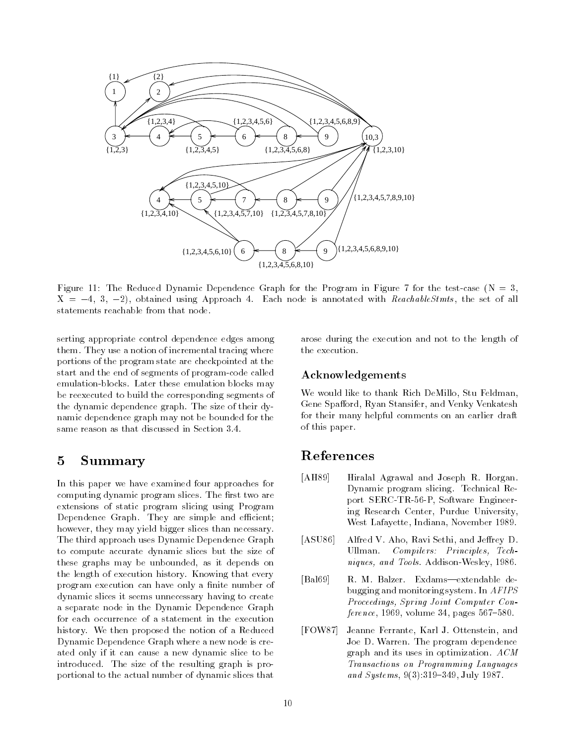Figure 11: The Reduced Dynamic Dependence Graph for the Program in Figure 7 for the test-case (N = 3, X = −4, 3, −2), obtained using Approach 4. Each node is annotated with *ReachableStmts*, the set of all statements reachable from that node.

serting appropriate control dependence edges among them. They use a notion of incremental tracing where portions of the program state are checkpointed at the start and the end of segments of program-code called emulation-blocks. Later these emulation blocks may be reexecuted to build the corresponding segments of the dynamic dependence graph. The size of their dynamic dependence graph may not be bounded for the same reason as that discussed in Section 3.4.

## 5 Summary

In this paper we have examined four approaches for computing dynamic program slices. The first two are extensions of static program slicing using Program Dependence Graph. They are simple and efficient; however, they may yield bigger slices than necessary. The third approach uses Dynamic Dependence Graph to compute accurate dynamic slices but the size of these graphs may be unbounded, as it depends on the length of execution history. Knowing that every program execution can have only a finite number of dynamic slices it seems unnecessary having to create a separate node in the Dynamic Dependence Graph for each occurrence of a statement in the execution history. We then proposed the notion of a Reduced Dynamic Dependence Graph where a new node is created only if it can cause a new dynamic slice to be introduced. The size of the resulting graph is proportional to the actual number of dynamic slices that arose during the execution and not to the length of the execution.

## Acknowledgements

We would like to thank Rich DeMillo, Stu Feldman, Gene Spafford, Ryan Stansifer, and Venky Venkatesh for their many helpful comments on an earlier draft of this paper.

## References

[AH89] Hiralal Agrawal and Joseph R. Horgan. Dynamic program slicing. Technical Report SERC-TR-56-P, Software Engineering Research Center, Purdue University, West Lafayette, Indiana, November 1989.

[ASU86] Alfred V. Aho, Ravi Sethi, and Jeffrey D. Ullman. *Compilers: Principles, Techniques, and Tools*. Addison-Wesley, 1986.

[Bal69] R. M. Balzer. Exdams—extendable debugging and monitoring system. In *AFIPS Proceedings, Spring Joint Computer Conference*, 1969, volume 34, pages 567–580.

[FOW87] Jeanne Ferrante, Karl J. Ottenstein, and Joe D. Warren. The program dependence graph and its uses in optimization. *ACM Transactions on Programming Languages and Systems*, 9(3):319–349, July 1987.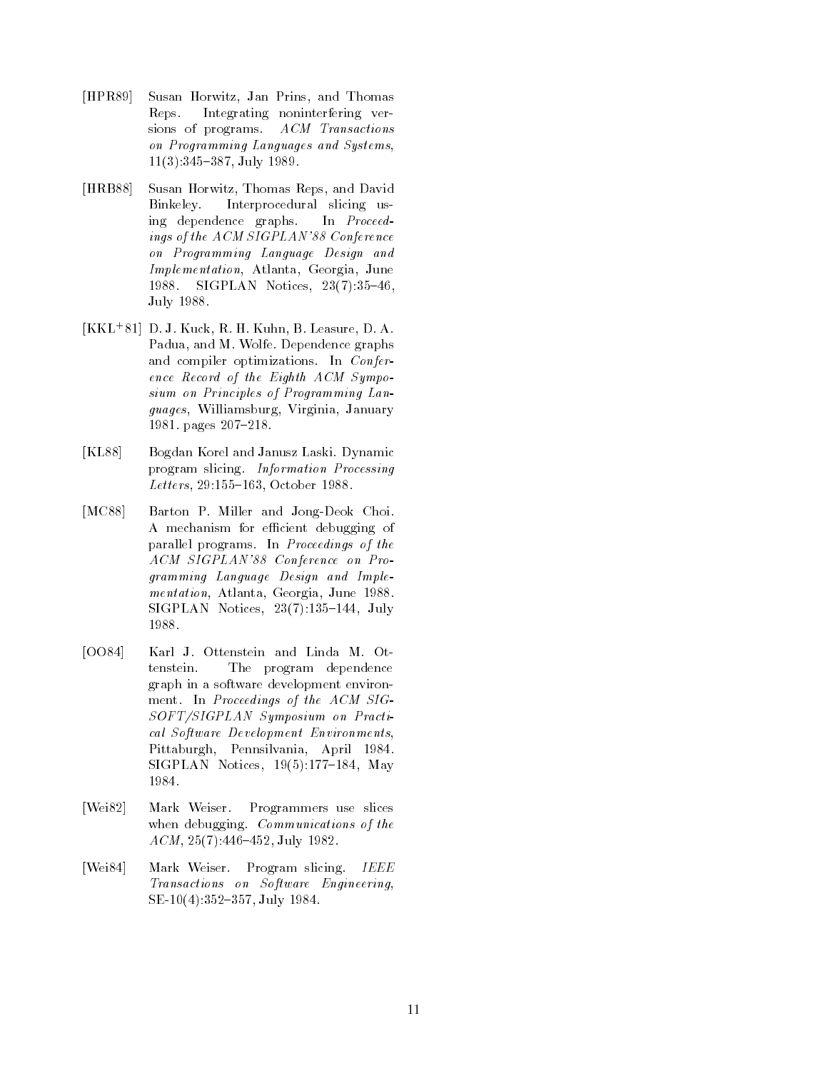[HPR89] Susan Horwitz, Jan Prins, and Thomas Reps. Integrating noninterfering versions of programs. *ACM Transactions on Programming Languages and Systems*, 11(3):345–387, July 1989.

[HRB88] Susan Horwitz, Thomas Reps, and David Binkeley. Interprocedural slicing using dependence graphs. In *Proceedings of the ACM SIGPLAN'88 Conference on Programming Language Design and Implementation*, Atlanta, Georgia, June 1988. SIGPLAN Notices, 23(7):35–46, July 1988.

[KKL+81] D. J. Kuck, R. H. Kuhn, B. Leasure, D. A. Padua, and M. Wolfe. Dependence graphs and compiler optimizations. In *Conference Record of the Eighth ACM Symposium on Principles of Programming Languages*, Williamsburg, Virginia, January 1981. pages 207–218.

[KL88] Bogdan Korel and Janusz Laski. Dynamic program slicing. *Information Processing Letters*, 29:155–163, October 1988.

[MC88] Barton P. Miller and Jong-Deok Choi. A mechanism for efficient debugging of parallel programs. In *Proceedings of the ACM SIGPLAN'88 Conference on Programming Language Design and Implementation*, Atlanta, Georgia, June 1988. SIGPLAN Notices, 23(7):135–144, July 1988.

[OO84] Karl J. Ottenstein and Linda M. Ottenstein. The program dependence graph in a software development environment. In *Proceedings of the ACM SIGSOFT/SIGPLAN Symposium on Practical Software Development Environments*, Pittaburgh, Pennsilvania, April 1984. SIGPLAN Notices, 19(5):177–184, May 1984.

[Wei82] Mark Weiser. Programmers use slices when debugging. *Communications of the ACM*, 25(7):446–452, July 1982.

[Wei84] Mark Weiser. Program slicing. *IEEE Transactions on Software Engineering*, SE-10(4):352–357, July 1984.